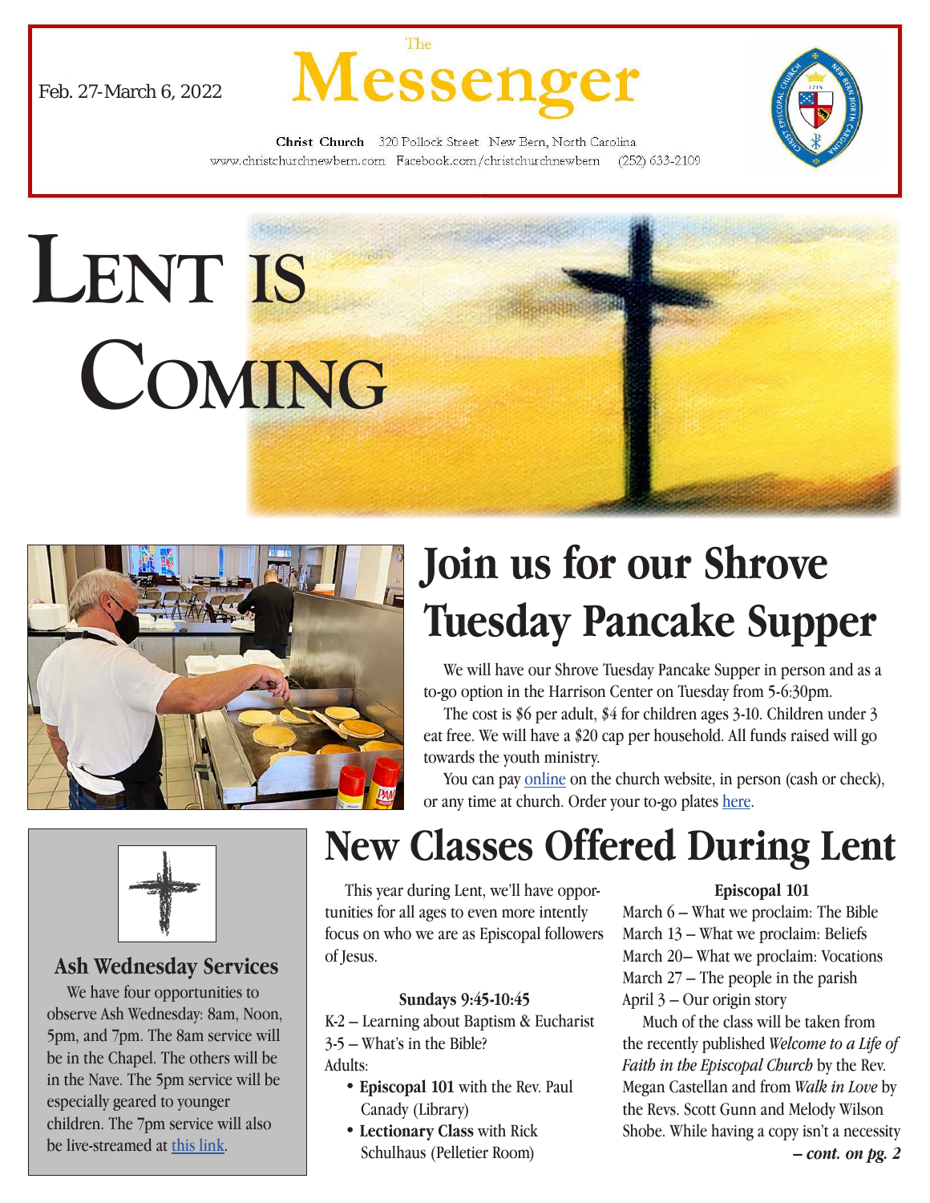Feb. 27-March 6, 2022

# The Messenger

**Christ Church** 320 Pollock Street New Bern, North Carolina
www.christchurchnewbern.com Facebook.com/christchurchnewbern (252) 633-2109

# LENT IS COMING

## Join us for our Shrove Tuesday Pancake Supper

We will have our Shrove Tuesday Pancake Supper in person and as a to-go option in the Harrison Center on Tuesday from 5-6:30pm.

The cost is $6 per adult, $4 for children ages 3-10. Children under 3 eat free. We will have a $20 cap per household. All funds raised will go towards the youth ministry.

You can pay online on the church website, in person (cash or check), or any time at church. Order your to-go plates here.

## Ash Wednesday Services

We have four opportunities to observe Ash Wednesday: 8am, Noon, 5pm, and 7pm. The 8am service will be in the Chapel. The others will be in the Nave. The 5pm service will be especially geared to younger children. The 7pm service will also be live-streamed at this link.

## New Classes Offered During Lent

This year during Lent, we'll have opportunities for all ages to even more intently focus on who we are as Episcopal followers of Jesus.

**Sundays 9:45-10:45**

K-2 – Learning about Baptism & Eucharist
3-5 – What's in the Bible?
Adults:

- **Episcopal 101** with the Rev. Paul Canady (Library)
- **Lectionary Class** with Rick Schulhaus (Pelletier Room)

**Episcopal 101**

March 6 – What we proclaim: The Bible
March 13 – What we proclaim: Beliefs
March 20– What we proclaim: Vocations
March 27 – The people in the parish
April 3 – Our origin story

Much of the class will be taken from the recently published *Welcome to a Life of Faith in the Episcopal Church* by the Rev. Megan Castellan and from *Walk in Love* by the Revs. Scott Gunn and Melody Wilson Shobe. While having a copy isn't a necessity

***– cont. on pg. 2***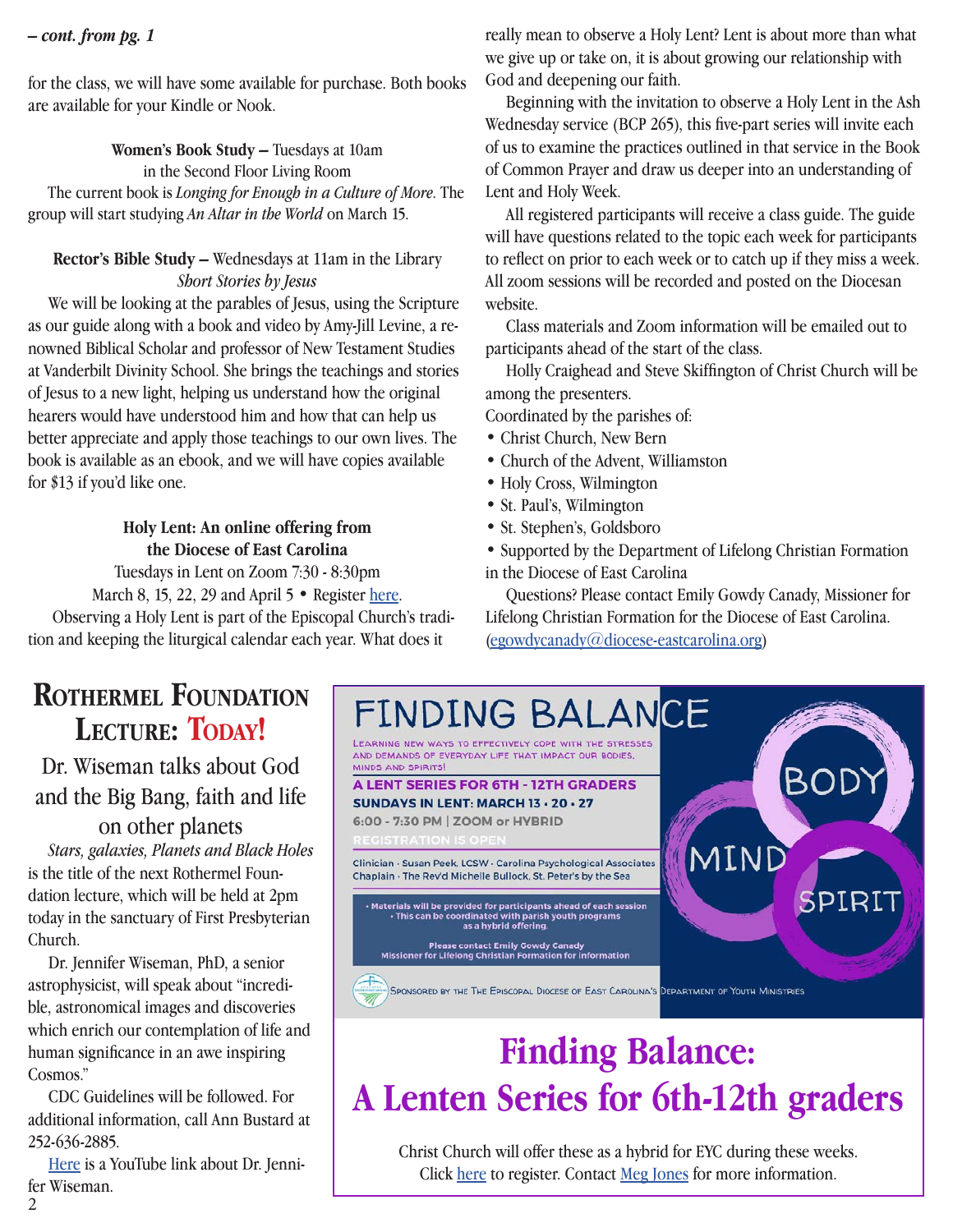*– cont. from pg. 1*

for the class, we will have some available for purchase. Both books are available for your Kindle or Nook.

**Women's Book Study –** Tuesdays at 10am in the Second Floor Living Room

The current book is *Longing for Enough in a Culture of More*. The group will start studying *An Altar in the World* on March 15.

**Rector's Bible Study –** Wednesdays at 11am in the Library
*Short Stories by Jesus*

We will be looking at the parables of Jesus, using the Scripture as our guide along with a book and video by Amy-Jill Levine, a renowned Biblical Scholar and professor of New Testament Studies at Vanderbilt Divinity School. She brings the teachings and stories of Jesus to a new light, helping us understand how the original hearers would have understood him and how that can help us better appreciate and apply those teachings to our own lives. The book is available as an ebook, and we will have copies available for $13 if you'd like one.

**Holy Lent: An online offering from the Diocese of East Carolina**

Tuesdays in Lent on Zoom 7:30 - 8:30pm
March 8, 15, 22, 29 and April 5 • Register here.

Observing a Holy Lent is part of the Episcopal Church's tradition and keeping the liturgical calendar each year. What does it really mean to observe a Holy Lent? Lent is about more than what we give up or take on, it is about growing our relationship with God and deepening our faith.

Beginning with the invitation to observe a Holy Lent in the Ash Wednesday service (BCP 265), this five-part series will invite each of us to examine the practices outlined in that service in the Book of Common Prayer and draw us deeper into an understanding of Lent and Holy Week.

All registered participants will receive a class guide. The guide will have questions related to the topic each week for participants to reflect on prior to each week or to catch up if they miss a week. All zoom sessions will be recorded and posted on the Diocesan website.

Class materials and Zoom information will be emailed out to participants ahead of the start of the class.

Holly Craighead and Steve Skiffington of Christ Church will be among the presenters.

Coordinated by the parishes of:

- Christ Church, New Bern
- Church of the Advent, Williamston
- Holy Cross, Wilmington
- St. Paul's, Wilmington
- St. Stephen's, Goldsboro
- Supported by the Department of Lifelong Christian Formation in the Diocese of East Carolina

Questions? Please contact Emily Gowdy Canady, Missioner for Lifelong Christian Formation for the Diocese of East Carolina. (egowdycanady@diocese-eastcarolina.org)

## Rothermel Foundation Lecture: Today!

### Dr. Wiseman talks about God and the Big Bang, faith and life on other planets

*Stars, galaxies, Planets and Black Holes* is the title of the next Rothermel Foundation lecture, which will be held at 2pm today in the sanctuary of First Presbyterian Church.

Dr. Jennifer Wiseman, PhD, a senior astrophysicist, will speak about "incredible, astronomical images and discoveries which enrich our contemplation of life and human significance in an awe inspiring Cosmos."

CDC Guidelines will be followed. For additional information, call Ann Bustard at 252-636-2885.

Here is a YouTube link about Dr. Jennifer Wiseman.

FINDING BALANCE

Learning new ways to effectively cope with the stresses and demands of everyday life that impact our bodies, minds and spirits!

**A LENT SERIES FOR 6TH - 12TH GRADERS**
**SUNDAYS IN LENT: MARCH 13 • 20 • 27**
6:00 - 7:30 PM | ZOOM or HYBRID
REGISTRATION IS OPEN

Clinician · Susan Peek, LCSW · Carolina Psychological Associates
Chaplain · The Rev'd Michelle Bullock, St. Peter's by the Sea

• Materials will be provided for participants ahead of each session
• This can be coordinated with parish youth programs as a hybrid offering.

Please contact Emily Gowdy Canedy
Missioner for Lifelong Christian Formation for information

BODY MIND SPIRIT

Sponsored by the The Episcopal Diocese of East Carolina's Department of Youth Ministries

## Finding Balance: A Lenten Series for 6th-12th graders

Christ Church will offer these as a hybrid for EYC during these weeks. Click here to register. Contact Meg Jones for more information.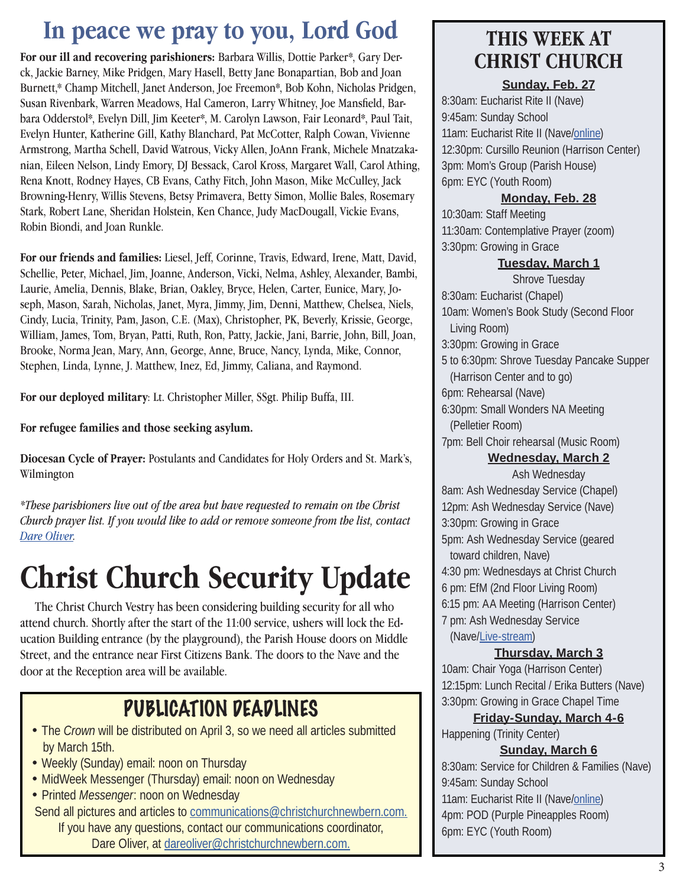# In peace we pray to you, Lord God

**For our ill and recovering parishioners:** Barbara Willis, Dottie Parker*, Gary Derck, Jackie Barney, Mike Pridgen, Mary Hasell, Betty Jane Bonapartian, Bob and Joan Burnett,* Champ Mitchell, Janet Anderson, Joe Freemon*, Bob Kohn, Nicholas Pridgen, Susan Rivenbark, Warren Meadows, Hal Cameron, Larry Whitney, Joe Mansfield, Barbara Odderstol*, Evelyn Dill, Jim Keeter*, M. Carolyn Lawson, Fair Leonard*, Paul Tait, Evelyn Hunter, Katherine Gill, Kathy Blanchard, Pat McCotter, Ralph Cowan, Vivienne Armstrong, Martha Schell, David Watrous, Vicky Allen, JoAnn Frank, Michele Mnatzakanian, Eileen Nelson, Lindy Emory, DJ Bessack, Carol Kross, Margaret Wall, Carol Athing, Rena Knott, Rodney Hayes, CB Evans, Cathy Fitch, John Mason, Mike McCulley, Jack Browning-Henry, Willis Stevens, Betsy Primavera, Betty Simon, Mollie Bales, Rosemary Stark, Robert Lane, Sheridan Holstein, Ken Chance, Judy MacDougall, Vickie Evans, Robin Biondi, and Joan Runkle.

**For our friends and families:** Liesel, Jeff, Corinne, Travis, Edward, Irene, Matt, David, Schellie, Peter, Michael, Jim, Joanne, Anderson, Vicki, Nelma, Ashley, Alexander, Bambi, Laurie, Amelia, Dennis, Blake, Brian, Oakley, Bryce, Helen, Carter, Eunice, Mary, Joseph, Mason, Sarah, Nicholas, Janet, Myra, Jimmy, Jim, Denni, Matthew, Chelsea, Niels, Cindy, Lucia, Trinity, Pam, Jason, C.E. (Max), Christopher, PK, Beverly, Krissie, George, William, James, Tom, Bryan, Patti, Ruth, Ron, Patty, Jackie, Jani, Barrie, John, Bill, Joan, Brooke, Norma Jean, Mary, Ann, George, Anne, Bruce, Nancy, Lynda, Mike, Connor, Stephen, Linda, Lynne, J. Matthew, Inez, Ed, Jimmy, Caliana, and Raymond.

**For our deployed military**: Lt. Christopher Miller, SSgt. Philip Buffa, III.

**For refugee families and those seeking asylum.**

**Diocesan Cycle of Prayer:** Postulants and Candidates for Holy Orders and St. Mark's, Wilmington

*\*These parishioners live out of the area but have requested to remain on the Christ Church prayer list. If you would like to add or remove someone from the list, contact Dare Oliver.*

# Christ Church Security Update

The Christ Church Vestry has been considering building security for all who attend church. Shortly after the start of the 11:00 service, ushers will lock the Education Building entrance (by the playground), the Parish House doors on Middle Street, and the entrance near First Citizens Bank. The doors to the Nave and the door at the Reception area will be available.

## PUBLICATION DEADLINES

- The *Crown* will be distributed on April 3, so we need all articles submitted by March 15th.
- Weekly (Sunday) email: noon on Thursday
- MidWeek Messenger (Thursday) email: noon on Wednesday
- Printed *Messenger*: noon on Wednesday

Send all pictures and articles to communications@christchurchnewbern.com.
If you have any questions, contact our communications coordinator, Dare Oliver, at dareoliver@christchurchnewbern.com.

## THIS WEEK AT CHRIST CHURCH

**Sunday, Feb. 27**

8:30am: Eucharist Rite II (Nave)
9:45am: Sunday School
11am: Eucharist Rite II (Nave/online)
12:30pm: Cursillo Reunion (Harrison Center)
3pm: Mom's Group (Parish House)
6pm: EYC (Youth Room)

**Monday, Feb. 28**

10:30am: Staff Meeting
11:30am: Contemplative Prayer (zoom)
3:30pm: Growing in Grace

**Tuesday, March 1**

Shrove Tuesday
8:30am: Eucharist (Chapel)
10am: Women's Book Study (Second Floor Living Room)
3:30pm: Growing in Grace
5 to 6:30pm: Shrove Tuesday Pancake Supper (Harrison Center and to go)
6pm: Rehearsal (Nave)
6:30pm: Small Wonders NA Meeting (Pelletier Room)
7pm: Bell Choir rehearsal (Music Room)

**Wednesday, March 2**

Ash Wednesday
8am: Ash Wednesday Service (Chapel)
12pm: Ash Wednesday Service (Nave)
3:30pm: Growing in Grace
5pm: Ash Wednesday Service (geared toward children, Nave)
4:30 pm: Wednesdays at Christ Church
6 pm: EfM (2nd Floor Living Room)
6:15 pm: AA Meeting (Harrison Center)
7 pm: Ash Wednesday Service (Nave/Live-stream)

**Thursday, March 3**

10am: Chair Yoga (Harrison Center)
12:15pm: Lunch Recital / Erika Butters (Nave)
3:30pm: Growing in Grace Chapel Time

**Friday-Sunday, March 4-6**

Happening (Trinity Center)

**Sunday, March 6**

8:30am: Service for Children & Families (Nave)
9:45am: Sunday School
11am: Eucharist Rite II (Nave/online)
4pm: POD (Purple Pineapples Room)
6pm: EYC (Youth Room)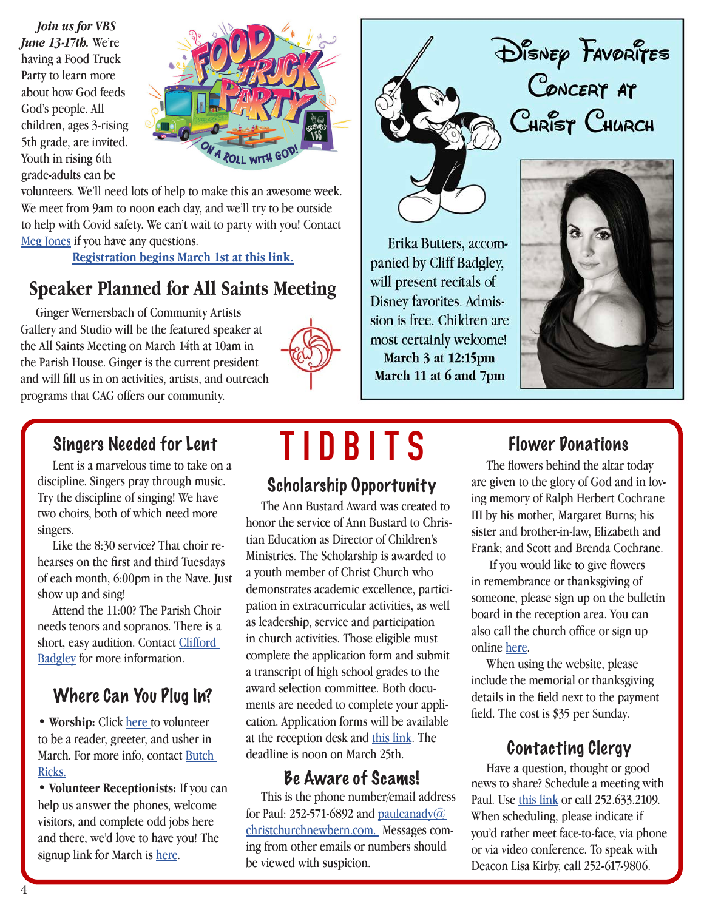***Join us for VBS June 13-17th.*** We're having a Food Truck Party to learn more about how God feeds God's people. All children, ages 3-rising 5th grade, are invited. Youth in rising 6th grade-adults can be volunteers. We'll need lots of help to make this an awesome week. We meet from 9am to noon each day, and we'll try to be outside to help with Covid safety. We can't wait to party with you! Contact Meg Jones if you have any questions.

**Registration begins March 1st at this link.**

## Speaker Planned for All Saints Meeting

Ginger Wernersbach of Community Artists Gallery and Studio will be the featured speaker at the All Saints Meeting on March 14th at 10am in the Parish House. Ginger is the current president and will fill us in on activities, artists, and outreach programs that CAG offers our community.

## Disney Favorites Concert at Christ Church

Erika Butters, accompanied by Cliff Badgley, will present recitals of Disney favorites. Admission is free. Children are most certainly welcome!

**March 3 at 12:15pm**
**March 11 at 6 and 7pm**

# TIDBITS

### Singers Needed for Lent

Lent is a marvelous time to take on a discipline. Singers pray through music. Try the discipline of singing! We have two choirs, both of which need more singers.

Like the 8:30 service? That choir rehearses on the first and third Tuesdays of each month, 6:00pm in the Nave. Just show up and sing!

Attend the 11:00? The Parish Choir needs tenors and sopranos. There is a short, easy audition. Contact Clifford Badgley for more information.

### Where Can You Plug In?

- **Worship:** Click here to volunteer to be a reader, greeter, and usher in March. For more info, contact Butch Ricks.
- **Volunteer Receptionists:** If you can help us answer the phones, welcome visitors, and complete odd jobs here and there, we'd love to have you! The signup link for March is here.

### Scholarship Opportunity

The Ann Bustard Award was created to honor the service of Ann Bustard to Christian Education as Director of Children's Ministries. The Scholarship is awarded to a youth member of Christ Church who demonstrates academic excellence, participation in extracurricular activities, as well as leadership, service and participation in church activities. Those eligible must complete the application form and submit a transcript of high school grades to the award selection committee. Both documents are needed to complete your application. Application forms will be available at the reception desk and this link. The deadline is noon on March 25th.

### Be Aware of Scams!

This is the phone number/email address for Paul: 252-571-6892 and paulcanady@christchurchnewbern.com. Messages coming from other emails or numbers should be viewed with suspicion.

### Flower Donations

The flowers behind the altar today are given to the glory of God and in loving memory of Ralph Herbert Cochrane III by his mother, Margaret Burns; his sister and brother-in-law, Elizabeth and Frank; and Scott and Brenda Cochrane.

If you would like to give flowers in remembrance or thanksgiving of someone, please sign up on the bulletin board in the reception area. You can also call the church office or sign up online here.

When using the website, please include the memorial or thanksgiving details in the field next to the payment field. The cost is $35 per Sunday.

### Contacting Clergy

Have a question, thought or good news to share? Schedule a meeting with Paul. Use this link or call 252.633.2109. When scheduling, please indicate if you'd rather meet face-to-face, via phone or via video conference. To speak with Deacon Lisa Kirby, call 252-617-9806.